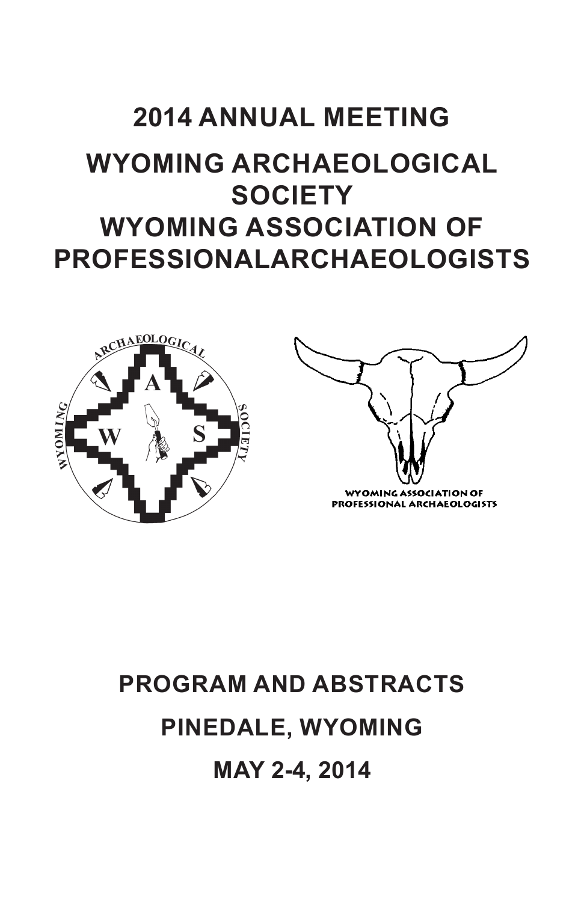# 2014 ANNUAL MEETING

# WYOMING ARCHAEOLOGICAL SOCIETY
# WYOMING ASSOCIATION OF PROFESSIONALARCHAEOLOGISTS

## PROGRAM AND ABSTRACTS

## PINEDALE, WYOMING

## MAY 2-4, 2014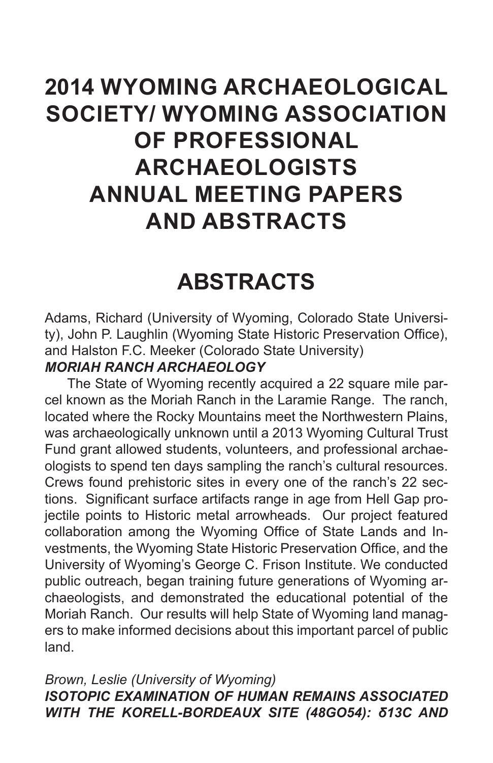# 2014 WYOMING ARCHAEOLOGICAL SOCIETY/ WYOMING ASSOCIATION OF PROFESSIONAL ARCHAEOLOGISTS ANNUAL MEETING PAPERS AND ABSTRACTS

## ABSTRACTS

Adams, Richard (University of Wyoming, Colorado State University), John P. Laughlin (Wyoming State Historic Preservation Office), and Halston F.C. Meeker (Colorado State University)

***MORIAH RANCH ARCHAEOLOGY***

The State of Wyoming recently acquired a 22 square mile parcel known as the Moriah Ranch in the Laramie Range. The ranch, located where the Rocky Mountains meet the Northwestern Plains, was archaeologically unknown until a 2013 Wyoming Cultural Trust Fund grant allowed students, volunteers, and professional archaeologists to spend ten days sampling the ranch's cultural resources. Crews found prehistoric sites in every one of the ranch's 22 sections. Significant surface artifacts range in age from Hell Gap projectile points to Historic metal arrowheads. Our project featured collaboration among the Wyoming Office of State Lands and Investments, the Wyoming State Historic Preservation Office, and the University of Wyoming's George C. Frison Institute. We conducted public outreach, began training future generations of Wyoming archaeologists, and demonstrated the educational potential of the Moriah Ranch. Our results will help State of Wyoming land managers to make informed decisions about this important parcel of public land.

*Brown, Leslie (University of Wyoming)*

***ISOTOPIC EXAMINATION OF HUMAN REMAINS ASSOCIATED WITH THE KORELL-BORDEAUX SITE (48GO54): δ13C AND***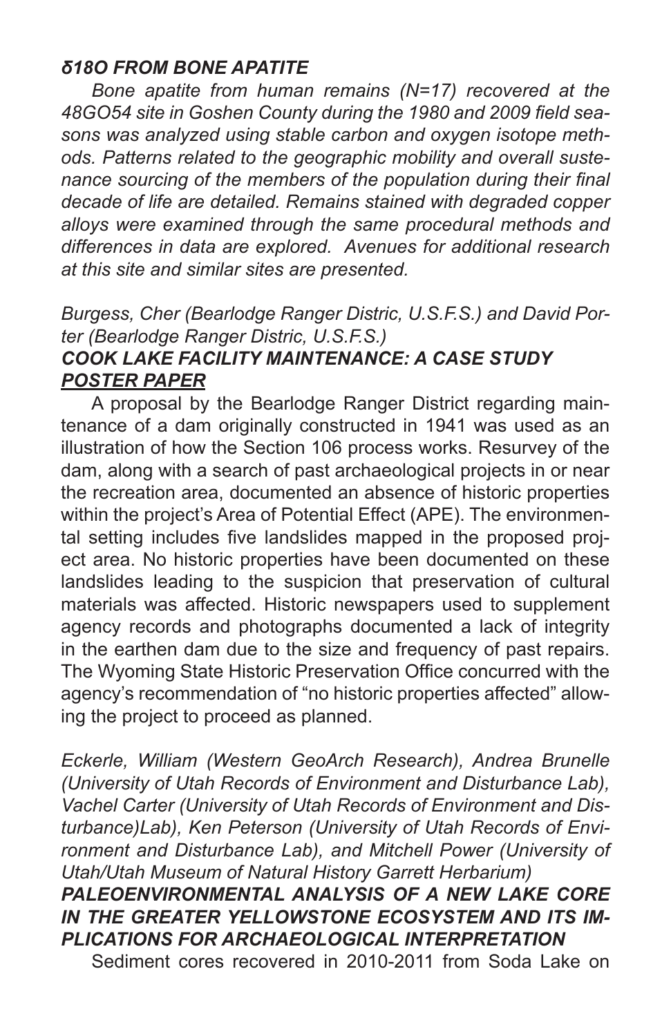***δ18O FROM BONE APATITE***

*Bone apatite from human remains (N=17) recovered at the 48GO54 site in Goshen County during the 1980 and 2009 field seasons was analyzed using stable carbon and oxygen isotope methods. Patterns related to the geographic mobility and overall sustenance sourcing of the members of the population during their final decade of life are detailed. Remains stained with degraded copper alloys were examined through the same procedural methods and differences in data are explored. Avenues for additional research at this site and similar sites are presented.*

*Burgess, Cher (Bearlodge Ranger Distric, U.S.F.S.) and David Porter (Bearlodge Ranger Distric, U.S.F.S.)*

***COOK LAKE FACILITY MAINTENANCE: A CASE STUDY***
***POSTER PAPER***

A proposal by the Bearlodge Ranger District regarding maintenance of a dam originally constructed in 1941 was used as an illustration of how the Section 106 process works. Resurvey of the dam, along with a search of past archaeological projects in or near the recreation area, documented an absence of historic properties within the project's Area of Potential Effect (APE). The environmental setting includes five landslides mapped in the proposed project area. No historic properties have been documented on these landslides leading to the suspicion that preservation of cultural materials was affected. Historic newspapers used to supplement agency records and photographs documented a lack of integrity in the earthen dam due to the size and frequency of past repairs. The Wyoming State Historic Preservation Office concurred with the agency's recommendation of "no historic properties affected" allowing the project to proceed as planned.

*Eckerle, William (Western GeoArch Research), Andrea Brunelle (University of Utah Records of Environment and Disturbance Lab), Vachel Carter (University of Utah Records of Environment and Disturbance)Lab), Ken Peterson (University of Utah Records of Environment and Disturbance Lab), and Mitchell Power (University of Utah/Utah Museum of Natural History Garrett Herbarium)*

***PALEOENVIRONMENTAL ANALYSIS OF A NEW LAKE CORE IN THE GREATER YELLOWSTONE ECOSYSTEM AND ITS IMPLICATIONS FOR ARCHAEOLOGICAL INTERPRETATION***

Sediment cores recovered in 2010-2011 from Soda Lake on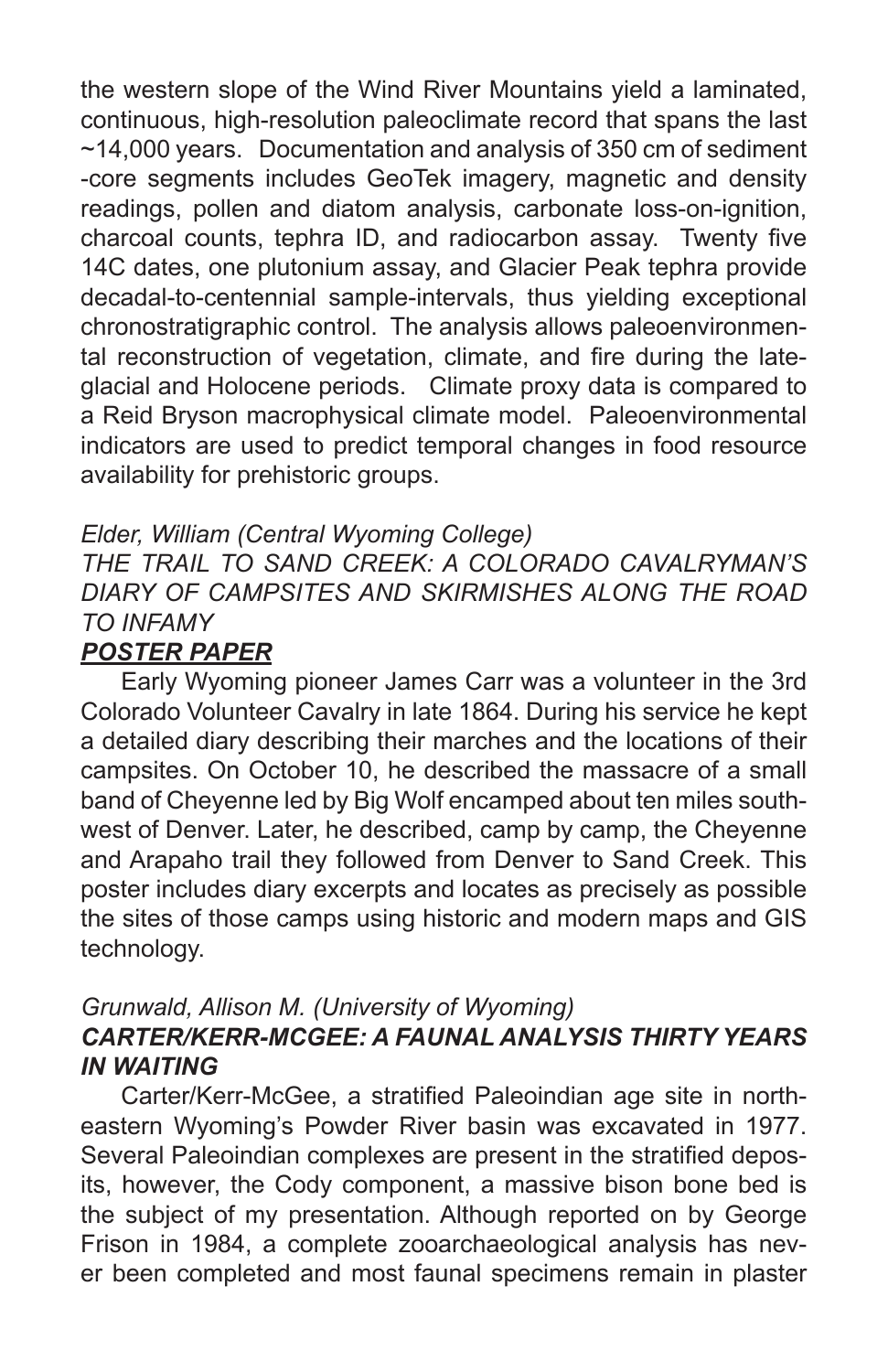the western slope of the Wind River Mountains yield a laminated, continuous, high-resolution paleoclimate record that spans the last ~14,000 years. Documentation and analysis of 350 cm of sediment-core segments includes GeoTek imagery, magnetic and density readings, pollen and diatom analysis, carbonate loss-on-ignition, charcoal counts, tephra ID, and radiocarbon assay. Twenty five 14C dates, one plutonium assay, and Glacier Peak tephra provide decadal-to-centennial sample-intervals, thus yielding exceptional chronostratigraphic control. The analysis allows paleoenvironmental reconstruction of vegetation, climate, and fire during the late-glacial and Holocene periods. Climate proxy data is compared to a Reid Bryson macrophysical climate model. Paleoenvironmental indicators are used to predict temporal changes in food resource availability for prehistoric groups.

*Elder, William (Central Wyoming College)*
*THE TRAIL TO SAND CREEK: A COLORADO CAVALRYMAN'S DIARY OF CAMPSITES AND SKIRMISHES ALONG THE ROAD TO INFAMY*
***POSTER PAPER***

Early Wyoming pioneer James Carr was a volunteer in the 3rd Colorado Volunteer Cavalry in late 1864. During his service he kept a detailed diary describing their marches and the locations of their campsites. On October 10, he described the massacre of a small band of Cheyenne led by Big Wolf encamped about ten miles southwest of Denver. Later, he described, camp by camp, the Cheyenne and Arapaho trail they followed from Denver to Sand Creek. This poster includes diary excerpts and locates as precisely as possible the sites of those camps using historic and modern maps and GIS technology.

*Grunwald, Allison M. (University of Wyoming)*
***CARTER/KERR-MCGEE: A FAUNAL ANALYSIS THIRTY YEARS IN WAITING***

Carter/Kerr-McGee, a stratified Paleoindian age site in northeastern Wyoming's Powder River basin was excavated in 1977. Several Paleoindian complexes are present in the stratified deposits, however, the Cody component, a massive bison bone bed is the subject of my presentation. Although reported on by George Frison in 1984, a complete zooarchaeological analysis has never been completed and most faunal specimens remain in plaster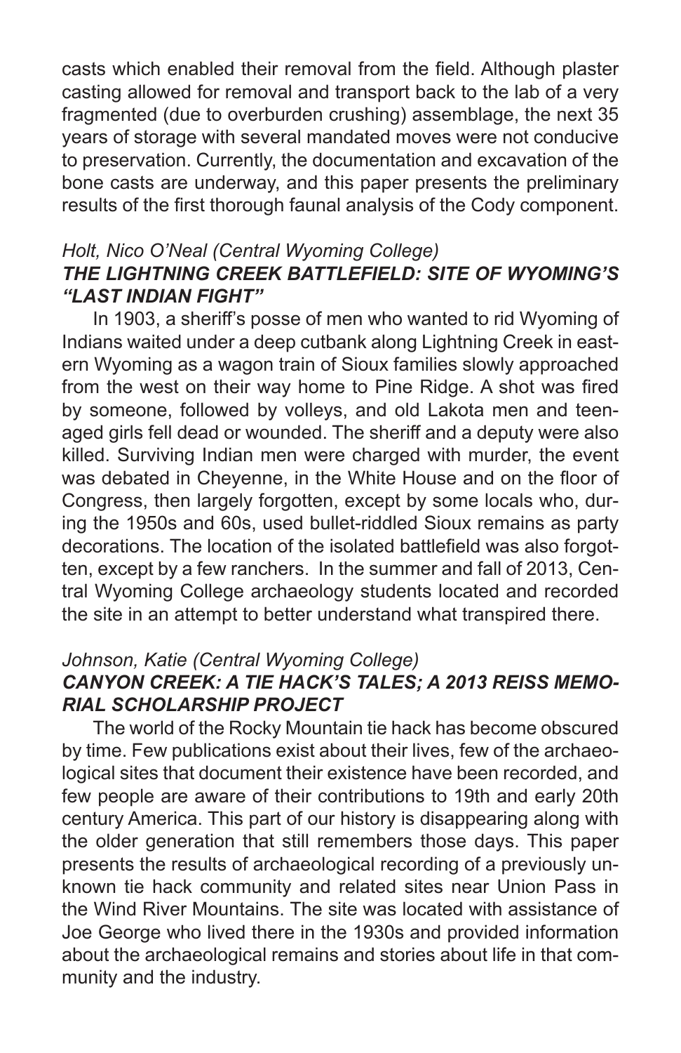casts which enabled their removal from the field. Although plaster casting allowed for removal and transport back to the lab of a very fragmented (due to overburden crushing) assemblage, the next 35 years of storage with several mandated moves were not conducive to preservation. Currently, the documentation and excavation of the bone casts are underway, and this paper presents the preliminary results of the first thorough faunal analysis of the Cody component.

*Holt, Nico O'Neal (Central Wyoming College)*
***THE LIGHTNING CREEK BATTLEFIELD: SITE OF WYOMING'S "LAST INDIAN FIGHT"***

In 1903, a sheriff's posse of men who wanted to rid Wyoming of Indians waited under a deep cutbank along Lightning Creek in eastern Wyoming as a wagon train of Sioux families slowly approached from the west on their way home to Pine Ridge. A shot was fired by someone, followed by volleys, and old Lakota men and teenaged girls fell dead or wounded. The sheriff and a deputy were also killed. Surviving Indian men were charged with murder, the event was debated in Cheyenne, in the White House and on the floor of Congress, then largely forgotten, except by some locals who, during the 1950s and 60s, used bullet-riddled Sioux remains as party decorations. The location of the isolated battlefield was also forgotten, except by a few ranchers. In the summer and fall of 2013, Central Wyoming College archaeology students located and recorded the site in an attempt to better understand what transpired there.

*Johnson, Katie (Central Wyoming College)*
***CANYON CREEK: A TIE HACK'S TALES; A 2013 REISS MEMORIAL SCHOLARSHIP PROJECT***

The world of the Rocky Mountain tie hack has become obscured by time. Few publications exist about their lives, few of the archaeological sites that document their existence have been recorded, and few people are aware of their contributions to 19th and early 20th century America. This part of our history is disappearing along with the older generation that still remembers those days. This paper presents the results of archaeological recording of a previously unknown tie hack community and related sites near Union Pass in the Wind River Mountains. The site was located with assistance of Joe George who lived there in the 1930s and provided information about the archaeological remains and stories about life in that community and the industry.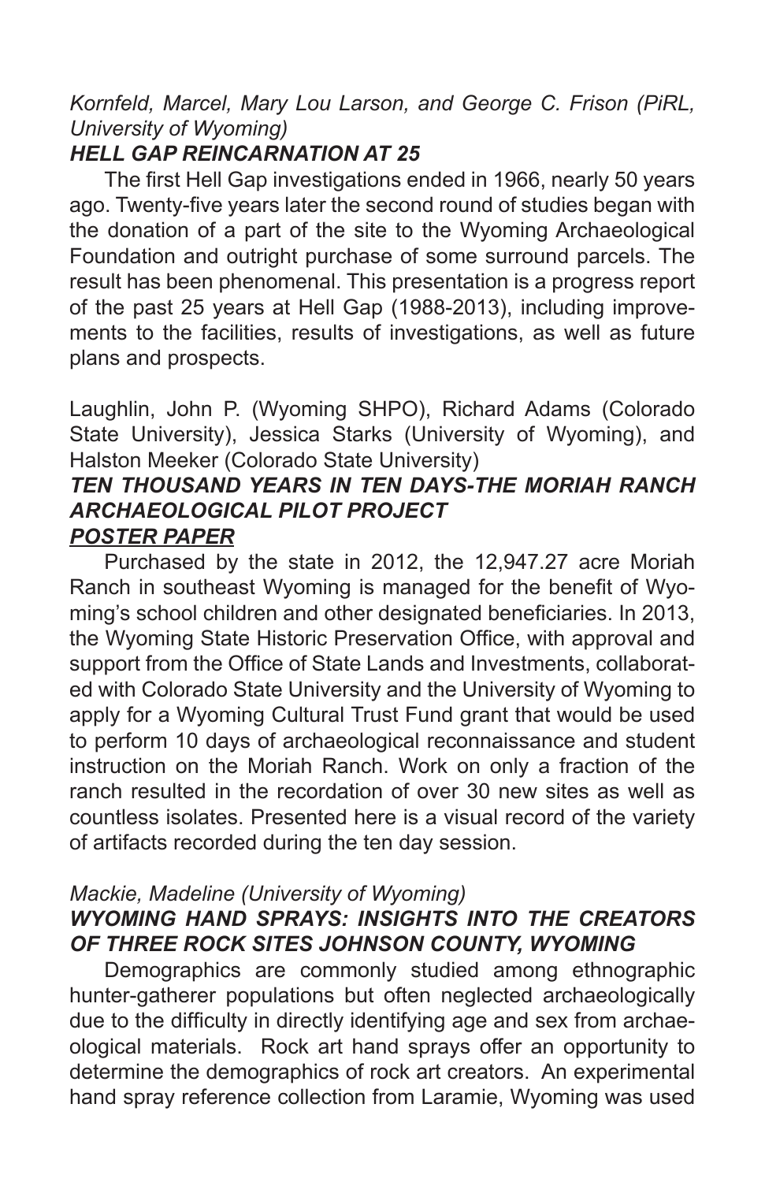*Kornfeld, Marcel, Mary Lou Larson, and George C. Frison (PiRL, University of Wyoming)*

***HELL GAP REINCARNATION AT 25***

The first Hell Gap investigations ended in 1966, nearly 50 years ago. Twenty-five years later the second round of studies began with the donation of a part of the site to the Wyoming Archaeological Foundation and outright purchase of some surround parcels. The result has been phenomenal. This presentation is a progress report of the past 25 years at Hell Gap (1988-2013), including improvements to the facilities, results of investigations, as well as future plans and prospects.

Laughlin, John P. (Wyoming SHPO), Richard Adams (Colorado State University), Jessica Starks (University of Wyoming), and Halston Meeker (Colorado State University)

***TEN THOUSAND YEARS IN TEN DAYS-THE MORIAH RANCH ARCHAEOLOGICAL PILOT PROJECT***

***POSTER PAPER***

Purchased by the state in 2012, the 12,947.27 acre Moriah Ranch in southeast Wyoming is managed for the benefit of Wyoming's school children and other designated beneficiaries. In 2013, the Wyoming State Historic Preservation Office, with approval and support from the Office of State Lands and Investments, collaborated with Colorado State University and the University of Wyoming to apply for a Wyoming Cultural Trust Fund grant that would be used to perform 10 days of archaeological reconnaissance and student instruction on the Moriah Ranch. Work on only a fraction of the ranch resulted in the recordation of over 30 new sites as well as countless isolates. Presented here is a visual record of the variety of artifacts recorded during the ten day session.

*Mackie, Madeline (University of Wyoming)*

***WYOMING HAND SPRAYS: INSIGHTS INTO THE CREATORS OF THREE ROCK SITES JOHNSON COUNTY, WYOMING***

Demographics are commonly studied among ethnographic hunter-gatherer populations but often neglected archaeologically due to the difficulty in directly identifying age and sex from archaeological materials. Rock art hand sprays offer an opportunity to determine the demographics of rock art creators. An experimental hand spray reference collection from Laramie, Wyoming was used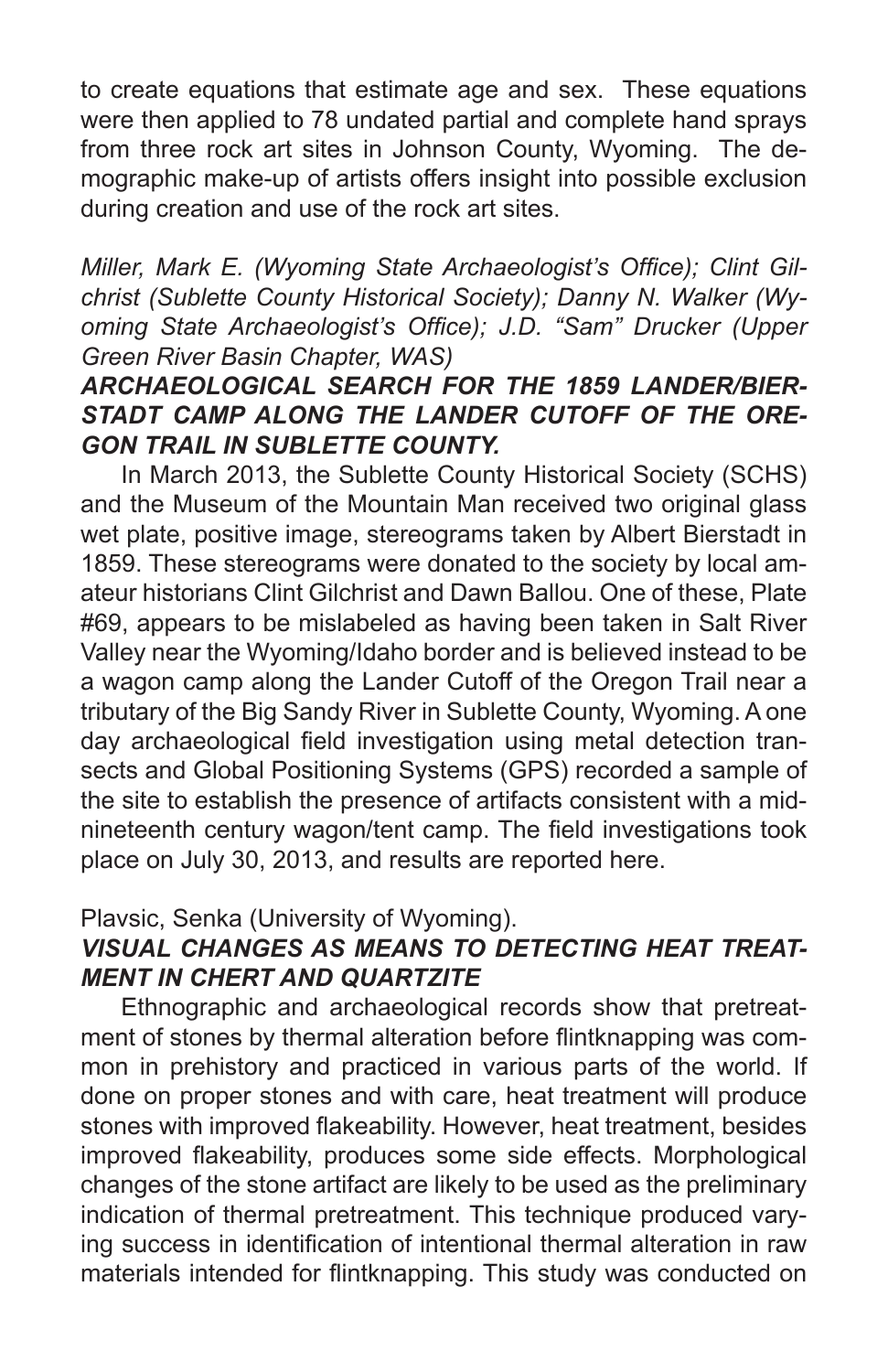to create equations that estimate age and sex. These equations were then applied to 78 undated partial and complete hand sprays from three rock art sites in Johnson County, Wyoming. The demographic make-up of artists offers insight into possible exclusion during creation and use of the rock art sites.

*Miller, Mark E. (Wyoming State Archaeologist's Office); Clint Gilchrist (Sublette County Historical Society); Danny N. Walker (Wyoming State Archaeologist's Office); J.D. "Sam" Drucker (Upper Green River Basin Chapter, WAS)*

***ARCHAEOLOGICAL SEARCH FOR THE 1859 LANDER/BIERSTADT CAMP ALONG THE LANDER CUTOFF OF THE OREGON TRAIL IN SUBLETTE COUNTY.***

In March 2013, the Sublette County Historical Society (SCHS) and the Museum of the Mountain Man received two original glass wet plate, positive image, stereograms taken by Albert Bierstadt in 1859. These stereograms were donated to the society by local amateur historians Clint Gilchrist and Dawn Ballou. One of these, Plate #69, appears to be mislabeled as having been taken in Salt River Valley near the Wyoming/Idaho border and is believed instead to be a wagon camp along the Lander Cutoff of the Oregon Trail near a tributary of the Big Sandy River in Sublette County, Wyoming. A one day archaeological field investigation using metal detection transects and Global Positioning Systems (GPS) recorded a sample of the site to establish the presence of artifacts consistent with a mid-nineteenth century wagon/tent camp. The field investigations took place on July 30, 2013, and results are reported here.

Plavsic, Senka (University of Wyoming).

***VISUAL CHANGES AS MEANS TO DETECTING HEAT TREATMENT IN CHERT AND QUARTZITE***

Ethnographic and archaeological records show that pretreatment of stones by thermal alteration before flintknapping was common in prehistory and practiced in various parts of the world. If done on proper stones and with care, heat treatment will produce stones with improved flakeability. However, heat treatment, besides improved flakeability, produces some side effects. Morphological changes of the stone artifact are likely to be used as the preliminary indication of thermal pretreatment. This technique produced varying success in identification of intentional thermal alteration in raw materials intended for flintknapping. This study was conducted on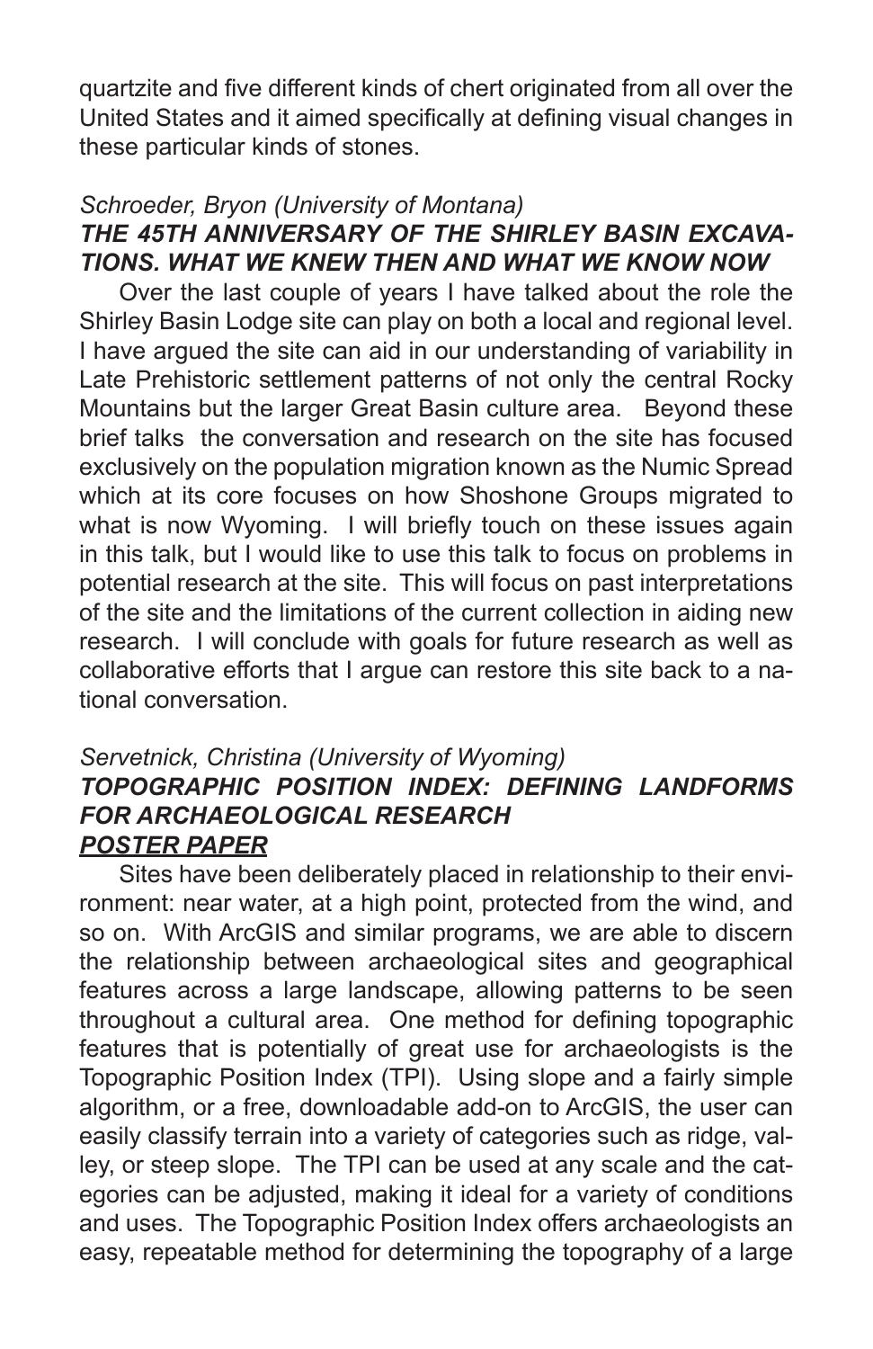quartzite and five different kinds of chert originated from all over the United States and it aimed specifically at defining visual changes in these particular kinds of stones.

*Schroeder, Bryon (University of Montana)*

***THE 45TH ANNIVERSARY OF THE SHIRLEY BASIN EXCAVATIONS. WHAT WE KNEW THEN AND WHAT WE KNOW NOW***

Over the last couple of years I have talked about the role the Shirley Basin Lodge site can play on both a local and regional level. I have argued the site can aid in our understanding of variability in Late Prehistoric settlement patterns of not only the central Rocky Mountains but the larger Great Basin culture area. Beyond these brief talks the conversation and research on the site has focused exclusively on the population migration known as the Numic Spread which at its core focuses on how Shoshone Groups migrated to what is now Wyoming. I will briefly touch on these issues again in this talk, but I would like to use this talk to focus on problems in potential research at the site. This will focus on past interpretations of the site and the limitations of the current collection in aiding new research. I will conclude with goals for future research as well as collaborative efforts that I argue can restore this site back to a national conversation.

*Servetnick, Christina (University of Wyoming)*

***TOPOGRAPHIC POSITION INDEX: DEFINING LANDFORMS FOR ARCHAEOLOGICAL RESEARCH***

***<u>POSTER PAPER</u>***

Sites have been deliberately placed in relationship to their environment: near water, at a high point, protected from the wind, and so on. With ArcGIS and similar programs, we are able to discern the relationship between archaeological sites and geographical features across a large landscape, allowing patterns to be seen throughout a cultural area. One method for defining topographic features that is potentially of great use for archaeologists is the Topographic Position Index (TPI). Using slope and a fairly simple algorithm, or a free, downloadable add-on to ArcGIS, the user can easily classify terrain into a variety of categories such as ridge, valley, or steep slope. The TPI can be used at any scale and the categories can be adjusted, making it ideal for a variety of conditions and uses. The Topographic Position Index offers archaeologists an easy, repeatable method for determining the topography of a large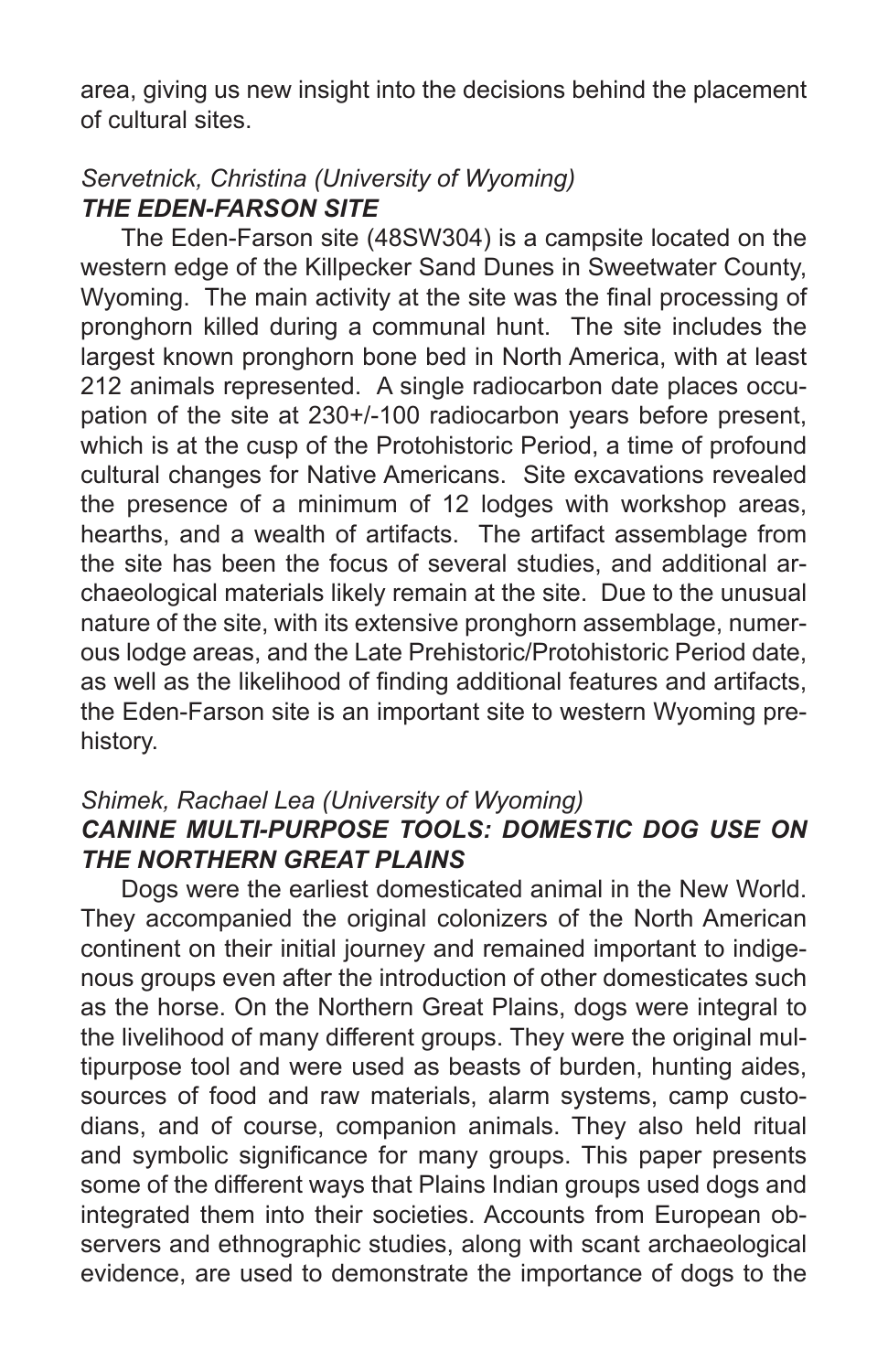area, giving us new insight into the decisions behind the placement of cultural sites.

*Servetnick, Christina (University of Wyoming)*
***THE EDEN-FARSON SITE***

The Eden-Farson site (48SW304) is a campsite located on the western edge of the Killpecker Sand Dunes in Sweetwater County, Wyoming. The main activity at the site was the final processing of pronghorn killed during a communal hunt. The site includes the largest known pronghorn bone bed in North America, with at least 212 animals represented. A single radiocarbon date places occupation of the site at 230+/-100 radiocarbon years before present, which is at the cusp of the Protohistoric Period, a time of profound cultural changes for Native Americans. Site excavations revealed the presence of a minimum of 12 lodges with workshop areas, hearths, and a wealth of artifacts. The artifact assemblage from the site has been the focus of several studies, and additional archaeological materials likely remain at the site. Due to the unusual nature of the site, with its extensive pronghorn assemblage, numerous lodge areas, and the Late Prehistoric/Protohistoric Period date, as well as the likelihood of finding additional features and artifacts, the Eden-Farson site is an important site to western Wyoming prehistory.

*Shimek, Rachael Lea (University of Wyoming)*
***CANINE MULTI-PURPOSE TOOLS: DOMESTIC DOG USE ON THE NORTHERN GREAT PLAINS***

Dogs were the earliest domesticated animal in the New World. They accompanied the original colonizers of the North American continent on their initial journey and remained important to indigenous groups even after the introduction of other domesticates such as the horse. On the Northern Great Plains, dogs were integral to the livelihood of many different groups. They were the original multipurpose tool and were used as beasts of burden, hunting aides, sources of food and raw materials, alarm systems, camp custodians, and of course, companion animals. They also held ritual and symbolic significance for many groups. This paper presents some of the different ways that Plains Indian groups used dogs and integrated them into their societies. Accounts from European observers and ethnographic studies, along with scant archaeological evidence, are used to demonstrate the importance of dogs to the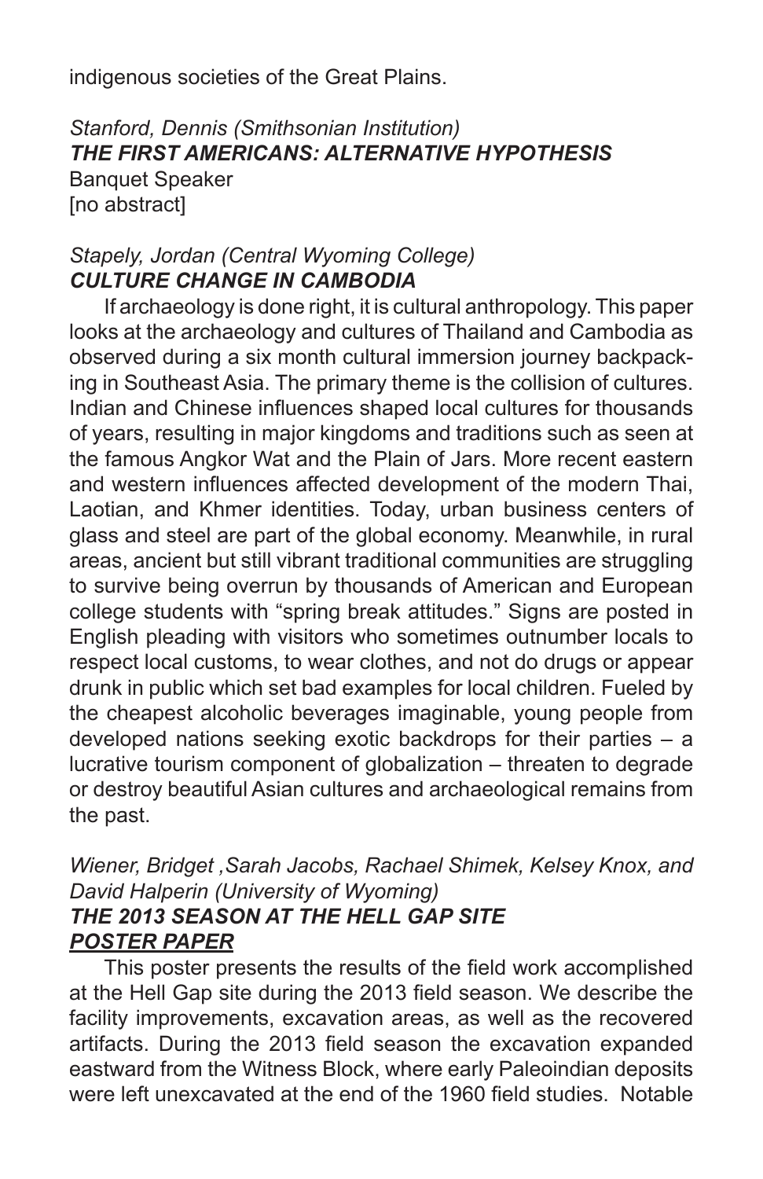indigenous societies of the Great Plains.

*Stanford, Dennis (Smithsonian Institution)*
***THE FIRST AMERICANS: ALTERNATIVE HYPOTHESIS***
Banquet Speaker
[no abstract]

*Stapely, Jordan (Central Wyoming College)*
***CULTURE CHANGE IN CAMBODIA***

If archaeology is done right, it is cultural anthropology. This paper looks at the archaeology and cultures of Thailand and Cambodia as observed during a six month cultural immersion journey backpacking in Southeast Asia. The primary theme is the collision of cultures. Indian and Chinese influences shaped local cultures for thousands of years, resulting in major kingdoms and traditions such as seen at the famous Angkor Wat and the Plain of Jars. More recent eastern and western influences affected development of the modern Thai, Laotian, and Khmer identities. Today, urban business centers of glass and steel are part of the global economy. Meanwhile, in rural areas, ancient but still vibrant traditional communities are struggling to survive being overrun by thousands of American and European college students with "spring break attitudes." Signs are posted in English pleading with visitors who sometimes outnumber locals to respect local customs, to wear clothes, and not do drugs or appear drunk in public which set bad examples for local children. Fueled by the cheapest alcoholic beverages imaginable, young people from developed nations seeking exotic backdrops for their parties – a lucrative tourism component of globalization – threaten to degrade or destroy beautiful Asian cultures and archaeological remains from the past.

*Wiener, Bridget ,Sarah Jacobs, Rachael Shimek, Kelsey Knox, and David Halperin (University of Wyoming)*
***THE 2013 SEASON AT THE HELL GAP SITE***
***<u>POSTER PAPER</u>***

This poster presents the results of the field work accomplished at the Hell Gap site during the 2013 field season. We describe the facility improvements, excavation areas, as well as the recovered artifacts. During the 2013 field season the excavation expanded eastward from the Witness Block, where early Paleoindian deposits were left unexcavated at the end of the 1960 field studies. Notable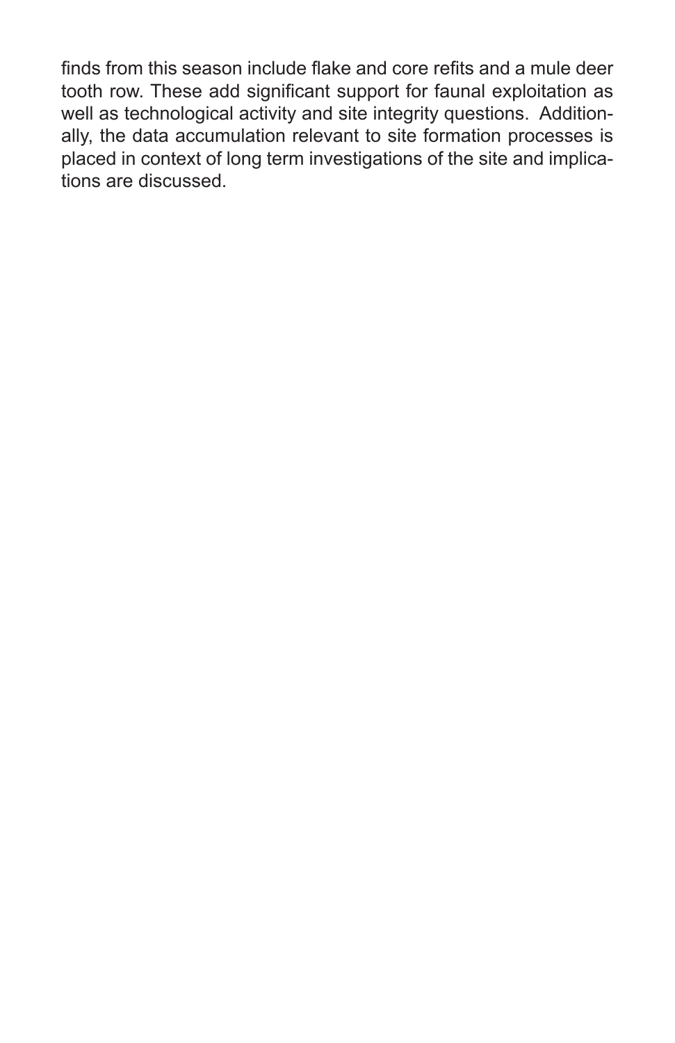finds from this season include flake and core refits and a mule deer tooth row. These add significant support for faunal exploitation as well as technological activity and site integrity questions. Additionally, the data accumulation relevant to site formation processes is placed in context of long term investigations of the site and implications are discussed.